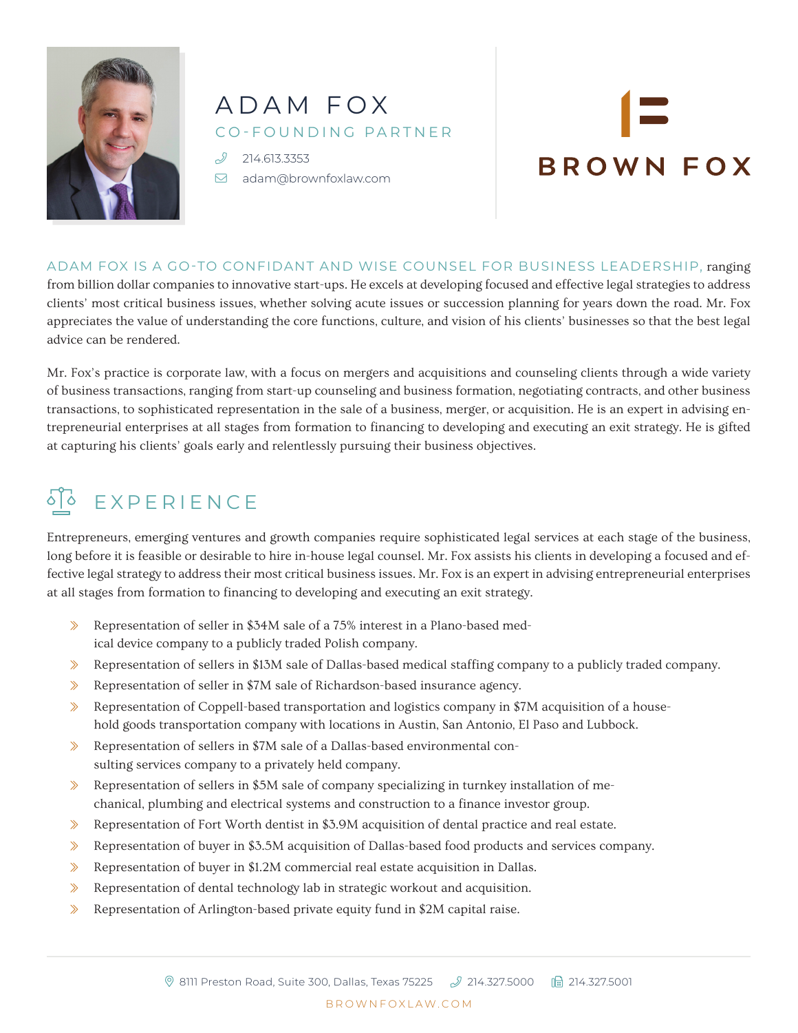# ADAM FOX

## CO-FOUNDING PARTNER

214.613.3353

adam@brownfoxlaw.com

BROWN FOX

ADAM FOX IS A GO-TO CONFIDANT AND WISE COUNSEL FOR BUSINESS LEADERSHIP, ranging from billion dollar companies to innovative start-ups. He excels at developing focused and effective legal strategies to address clients' most critical business issues, whether solving acute issues or succession planning for years down the road. Mr. Fox appreciates the value of understanding the core functions, culture, and vision of his clients' businesses so that the best legal advice can be rendered.

Mr. Fox's practice is corporate law, with a focus on mergers and acquisitions and counseling clients through a wide variety of business transactions, ranging from start-up counseling and business formation, negotiating contracts, and other business transactions, to sophisticated representation in the sale of a business, merger, or acquisition. He is an expert in advising entrepreneurial enterprises at all stages from formation to financing to developing and executing an exit strategy. He is gifted at capturing his clients' goals early and relentlessly pursuing their business objectives.

## EXPERIENCE

Entrepreneurs, emerging ventures and growth companies require sophisticated legal services at each stage of the business, long before it is feasible or desirable to hire in-house legal counsel. Mr. Fox assists his clients in developing a focused and effective legal strategy to address their most critical business issues. Mr. Fox is an expert in advising entrepreneurial enterprises at all stages from formation to financing to developing and executing an exit strategy.

- Representation of seller in $34M sale of a 75% interest in a Plano-based medical device company to a publicly traded Polish company.
- Representation of sellers in $13M sale of Dallas-based medical staffing company to a publicly traded company.
- Representation of seller in $7M sale of Richardson-based insurance agency.
- Representation of Coppell-based transportation and logistics company in $7M acquisition of a household goods transportation company with locations in Austin, San Antonio, El Paso and Lubbock.
- Representation of sellers in $7M sale of a Dallas-based environmental consulting services company to a privately held company.
- Representation of sellers in $5M sale of company specializing in turnkey installation of mechanical, plumbing and electrical systems and construction to a finance investor group.
- Representation of Fort Worth dentist in $3.9M acquisition of dental practice and real estate.
- Representation of buyer in $3.5M acquisition of Dallas-based food products and services company.
- Representation of buyer in $1.2M commercial real estate acquisition in Dallas.
- Representation of dental technology lab in strategic workout and acquisition.
- Representation of Arlington-based private equity fund in $2M capital raise.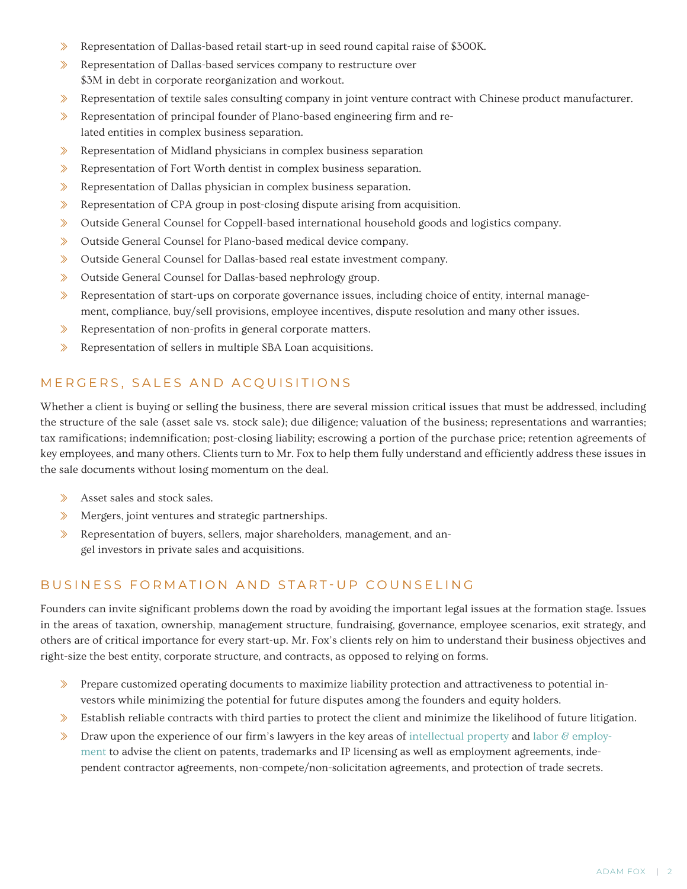- Representation of Dallas-based retail start-up in seed round capital raise of $300K.
- Representation of Dallas-based services company to restructure over $3M in debt in corporate reorganization and workout.
- Representation of textile sales consulting company in joint venture contract with Chinese product manufacturer.
- Representation of principal founder of Plano-based engineering firm and related entities in complex business separation.
- Representation of Midland physicians in complex business separation
- Representation of Fort Worth dentist in complex business separation.
- Representation of Dallas physician in complex business separation.
- Representation of CPA group in post-closing dispute arising from acquisition.
- Outside General Counsel for Coppell-based international household goods and logistics company.
- Outside General Counsel for Plano-based medical device company.
- Outside General Counsel for Dallas-based real estate investment company.
- Outside General Counsel for Dallas-based nephrology group.
- Representation of start-ups on corporate governance issues, including choice of entity, internal management, compliance, buy/sell provisions, employee incentives, dispute resolution and many other issues.
- Representation of non-profits in general corporate matters.
- Representation of sellers in multiple SBA Loan acquisitions.

## MERGERS, SALES AND ACQUISITIONS

Whether a client is buying or selling the business, there are several mission critical issues that must be addressed, including the structure of the sale (asset sale vs. stock sale); due diligence; valuation of the business; representations and warranties; tax ramifications; indemnification; post-closing liability; escrowing a portion of the purchase price; retention agreements of key employees, and many others. Clients turn to Mr. Fox to help them fully understand and efficiently address these issues in the sale documents without losing momentum on the deal.

- Asset sales and stock sales.
- Mergers, joint ventures and strategic partnerships.
- Representation of buyers, sellers, major shareholders, management, and angel investors in private sales and acquisitions.

## BUSINESS FORMATION AND START-UP COUNSELING

Founders can invite significant problems down the road by avoiding the important legal issues at the formation stage. Issues in the areas of taxation, ownership, management structure, fundraising, governance, employee scenarios, exit strategy, and others are of critical importance for every start-up. Mr. Fox's clients rely on him to understand their business objectives and right-size the best entity, corporate structure, and contracts, as opposed to relying on forms.

- Prepare customized operating documents to maximize liability protection and attractiveness to potential investors while minimizing the potential for future disputes among the founders and equity holders.
- Establish reliable contracts with third parties to protect the client and minimize the likelihood of future litigation.
- Draw upon the experience of our firm's lawyers in the key areas of intellectual property and labor & employment to advise the client on patents, trademarks and IP licensing as well as employment agreements, independent contractor agreements, non-compete/non-solicitation agreements, and protection of trade secrets.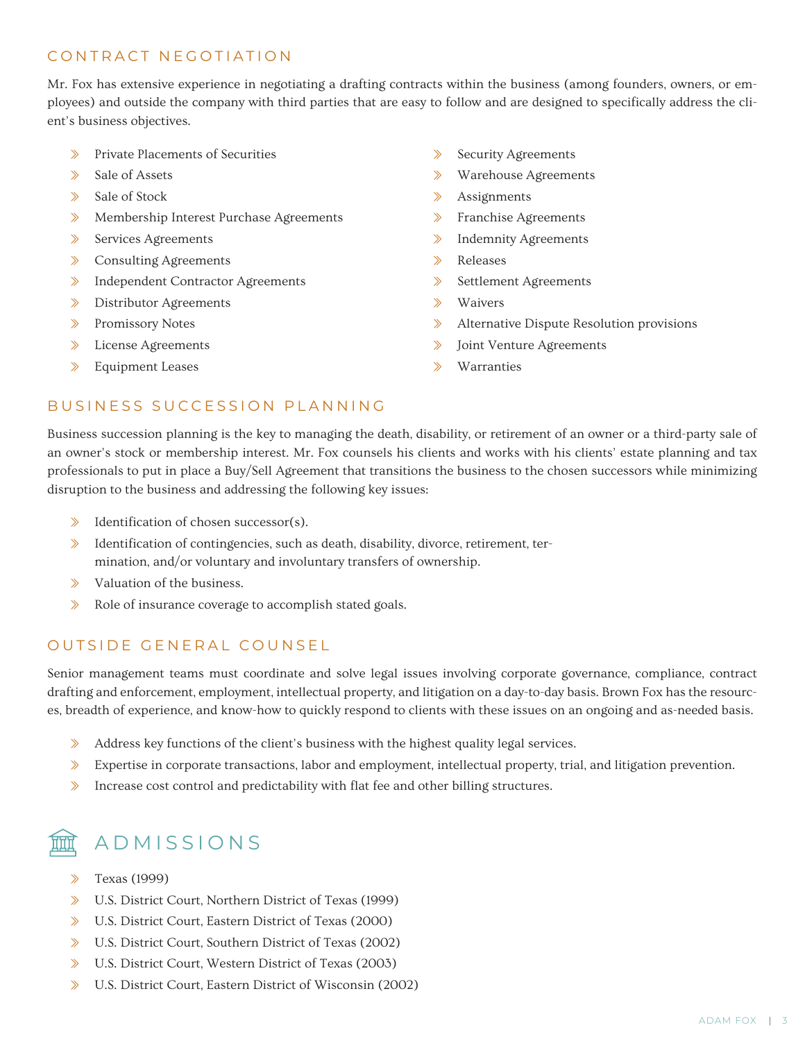## CONTRACT NEGOTIATION

Mr. Fox has extensive experience in negotiating a drafting contracts within the business (among founders, owners, or employees) and outside the company with third parties that are easy to follow and are designed to specifically address the client's business objectives.

- Private Placements of Securities
- Sale of Assets
- Sale of Stock
- Membership Interest Purchase Agreements
- Services Agreements
- Consulting Agreements
- Independent Contractor Agreements
- Distributor Agreements
- Promissory Notes
- License Agreements
- Equipment Leases
- Security Agreements
- Warehouse Agreements
- Assignments
- Franchise Agreements
- Indemnity Agreements
- Releases
- Settlement Agreements
- Waivers
- Alternative Dispute Resolution provisions
- Joint Venture Agreements
- Warranties

## BUSINESS SUCCESSION PLANNING

Business succession planning is the key to managing the death, disability, or retirement of an owner or a third-party sale of an owner's stock or membership interest. Mr. Fox counsels his clients and works with his clients' estate planning and tax professionals to put in place a Buy/Sell Agreement that transitions the business to the chosen successors while minimizing disruption to the business and addressing the following key issues:

- Identification of chosen successor(s).
- Identification of contingencies, such as death, disability, divorce, retirement, termination, and/or voluntary and involuntary transfers of ownership.
- Valuation of the business.
- Role of insurance coverage to accomplish stated goals.

## OUTSIDE GENERAL COUNSEL

Senior management teams must coordinate and solve legal issues involving corporate governance, compliance, contract drafting and enforcement, employment, intellectual property, and litigation on a day-to-day basis. Brown Fox has the resources, breadth of experience, and know-how to quickly respond to clients with these issues on an ongoing and as-needed basis.

- Address key functions of the client's business with the highest quality legal services.
- Expertise in corporate transactions, labor and employment, intellectual property, trial, and litigation prevention.
- Increase cost control and predictability with flat fee and other billing structures.

# ADMISSIONS

- Texas (1999)
- U.S. District Court, Northern District of Texas (1999)
- U.S. District Court, Eastern District of Texas (2000)
- U.S. District Court, Southern District of Texas (2002)
- U.S. District Court, Western District of Texas (2003)
- U.S. District Court, Eastern District of Wisconsin (2002)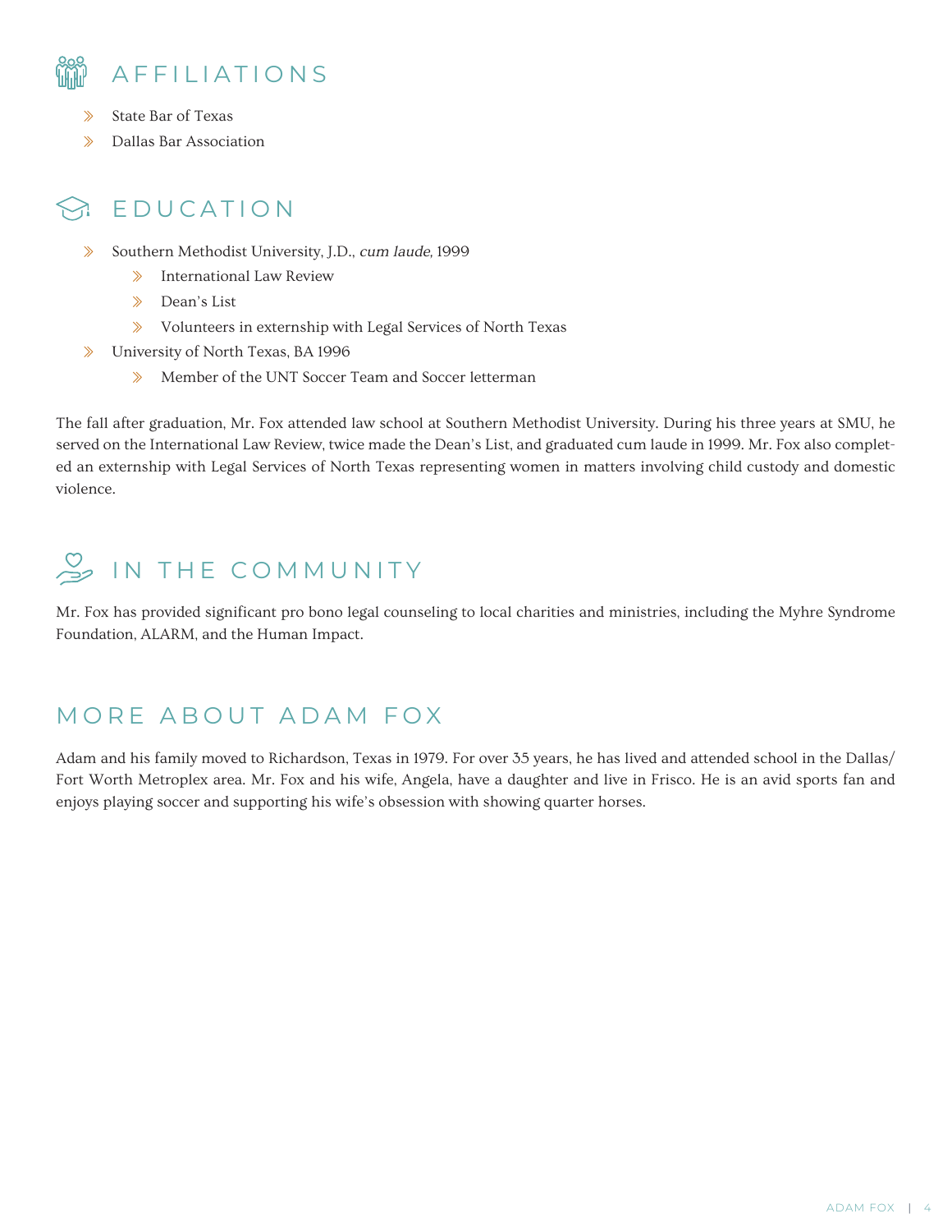## AFFILIATIONS

- State Bar of Texas
- Dallas Bar Association

## EDUCATION

- Southern Methodist University, J.D., *cum laude,* 1999
  - International Law Review
  - Dean's List
  - Volunteers in externship with Legal Services of North Texas
- University of North Texas, BA 1996
  - Member of the UNT Soccer Team and Soccer letterman

The fall after graduation, Mr. Fox attended law school at Southern Methodist University. During his three years at SMU, he served on the International Law Review, twice made the Dean's List, and graduated cum laude in 1999. Mr. Fox also completed an externship with Legal Services of North Texas representing women in matters involving child custody and domestic violence.

## IN THE COMMUNITY

Mr. Fox has provided significant pro bono legal counseling to local charities and ministries, including the Myhre Syndrome Foundation, ALARM, and the Human Impact.

## MORE ABOUT ADAM FOX

Adam and his family moved to Richardson, Texas in 1979. For over 35 years, he has lived and attended school in the Dallas/Fort Worth Metroplex area. Mr. Fox and his wife, Angela, have a daughter and live in Frisco. He is an avid sports fan and enjoys playing soccer and supporting his wife's obsession with showing quarter horses.